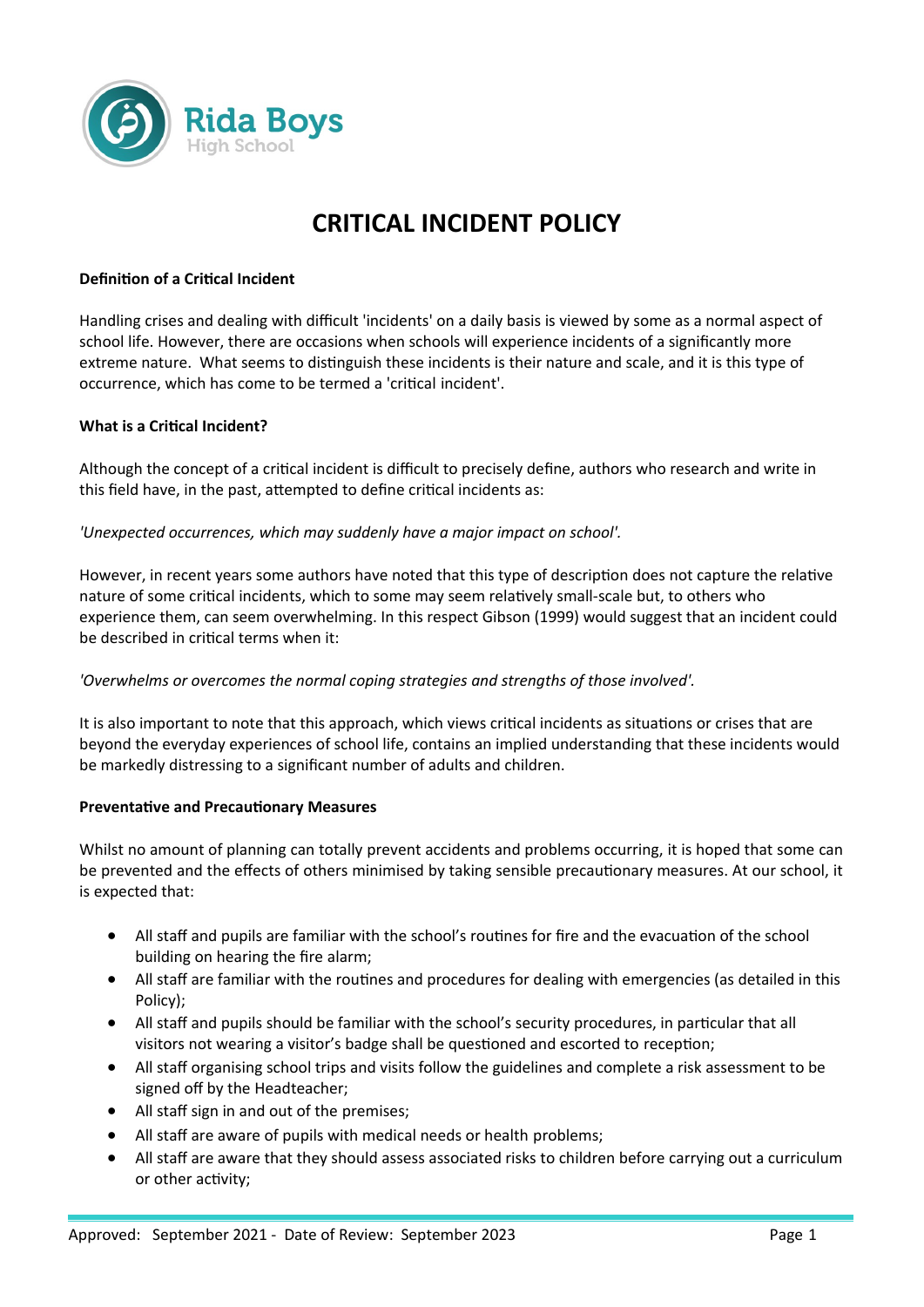# CRITICAL INCIDENT POLICY

**Definition of a Critical Incident**

Handling crises and dealing with difficult 'incidents' on a daily basis is viewed by some as a normal aspect of school life. However, there are occasions when schools will experience incidents of a significantly more extreme nature. What seems to distinguish these incidents is their nature and scale, and it is this type of occurrence, which has come to be termed a 'critical incident'.

**What is a Critical Incident?**

Although the concept of a critical incident is difficult to precisely define, authors who research and write in this field have, in the past, attempted to define critical incidents as:

*'Unexpected occurrences, which may suddenly have a major impact on school'.*

However, in recent years some authors have noted that this type of description does not capture the relative nature of some critical incidents, which to some may seem relatively small-scale but, to others who experience them, can seem overwhelming. In this respect Gibson (1999) would suggest that an incident could be described in critical terms when it:

*'Overwhelms or overcomes the normal coping strategies and strengths of those involved'.*

It is also important to note that this approach, which views critical incidents as situations or crises that are beyond the everyday experiences of school life, contains an implied understanding that these incidents would be markedly distressing to a significant number of adults and children.

**Preventative and Precautionary Measures**

Whilst no amount of planning can totally prevent accidents and problems occurring, it is hoped that some can be prevented and the effects of others minimised by taking sensible precautionary measures. At our school, it is expected that:

- All staff and pupils are familiar with the school's routines for fire and the evacuation of the school building on hearing the fire alarm;
- All staff are familiar with the routines and procedures for dealing with emergencies (as detailed in this Policy);
- All staff and pupils should be familiar with the school's security procedures, in particular that all visitors not wearing a visitor's badge shall be questioned and escorted to reception;
- All staff organising school trips and visits follow the guidelines and complete a risk assessment to be signed off by the Headteacher;
- All staff sign in and out of the premises;
- All staff are aware of pupils with medical needs or health problems;
- All staff are aware that they should assess associated risks to children before carrying out a curriculum or other activity;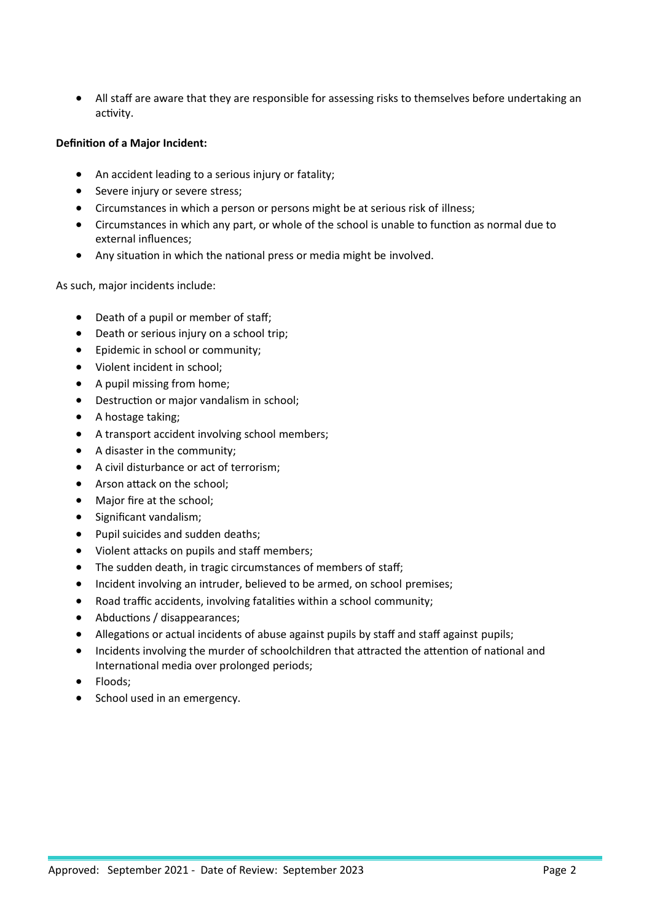- All staff are aware that they are responsible for assessing risks to themselves before undertaking an activity.

**Definition of a Major Incident:**

- An accident leading to a serious injury or fatality;
- Severe injury or severe stress;
- Circumstances in which a person or persons might be at serious risk of illness;
- Circumstances in which any part, or whole of the school is unable to function as normal due to external influences;
- Any situation in which the national press or media might be involved.

As such, major incidents include:

- Death of a pupil or member of staff;
- Death or serious injury on a school trip;
- Epidemic in school or community;
- Violent incident in school;
- A pupil missing from home;
- Destruction or major vandalism in school;
- A hostage taking;
- A transport accident involving school members;
- A disaster in the community;
- A civil disturbance or act of terrorism;
- Arson attack on the school;
- Major fire at the school;
- Significant vandalism;
- Pupil suicides and sudden deaths;
- Violent attacks on pupils and staff members;
- The sudden death, in tragic circumstances of members of staff;
- Incident involving an intruder, believed to be armed, on school premises;
- Road traffic accidents, involving fatalities within a school community;
- Abductions / disappearances;
- Allegations or actual incidents of abuse against pupils by staff and staff against pupils;
- Incidents involving the murder of schoolchildren that attracted the attention of national and International media over prolonged periods;
- Floods;
- School used in an emergency.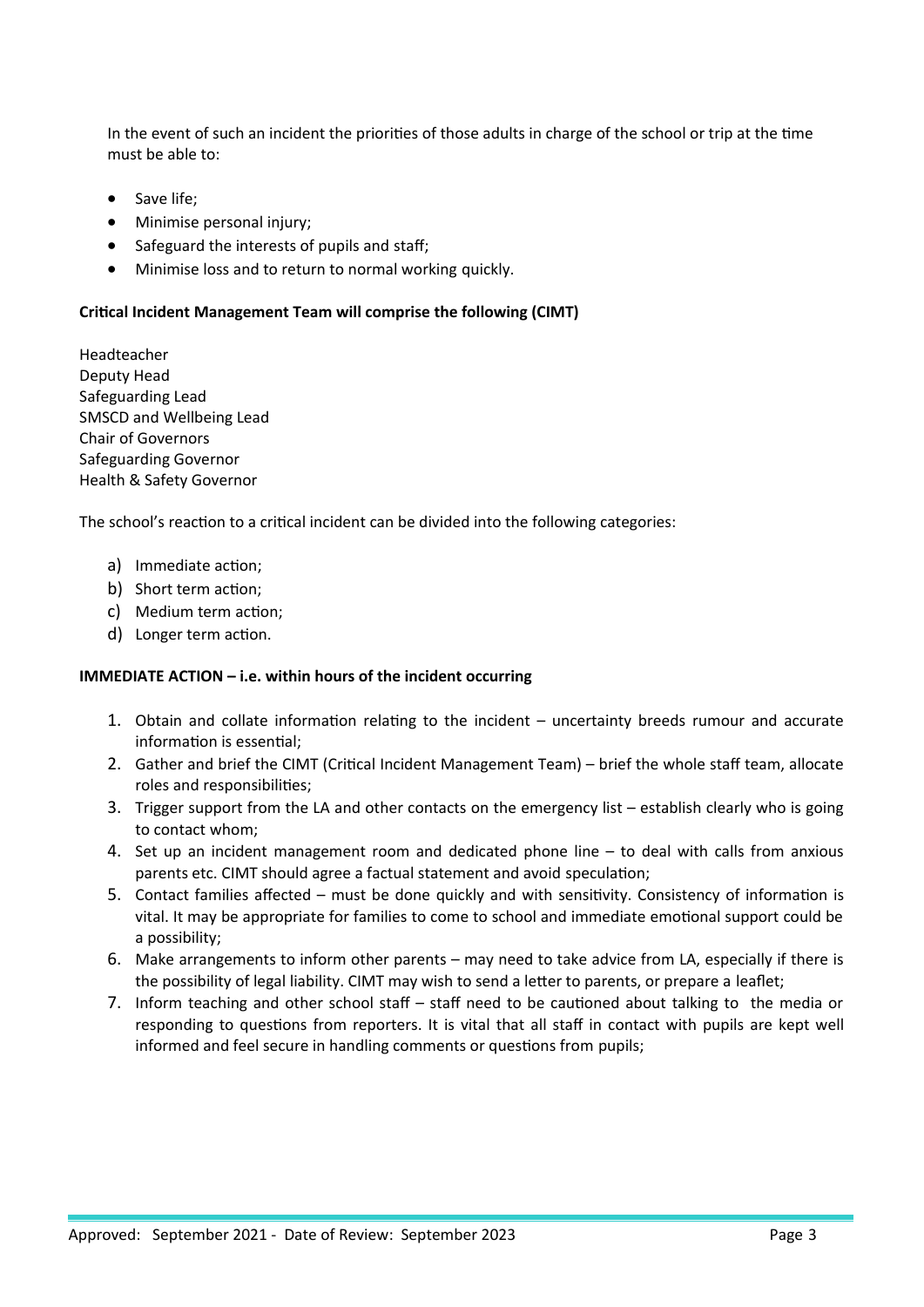In the event of such an incident the priorities of those adults in charge of the school or trip at the time must be able to:

- Save life;
- Minimise personal injury;
- Safeguard the interests of pupils and staff;
- Minimise loss and to return to normal working quickly.

**Critical Incident Management Team will comprise the following (CIMT)**

Headteacher
Deputy Head
Safeguarding Lead
SMSCD and Wellbeing Lead
Chair of Governors
Safeguarding Governor
Health & Safety Governor

The school's reaction to a critical incident can be divided into the following categories:

a) Immediate action;
b) Short term action;
c) Medium term action;
d) Longer term action.

**IMMEDIATE ACTION – i.e. within hours of the incident occurring**

1. Obtain and collate information relating to the incident – uncertainty breeds rumour and accurate information is essential;
2. Gather and brief the CIMT (Critical Incident Management Team) – brief the whole staff team, allocate roles and responsibilities;
3. Trigger support from the LA and other contacts on the emergency list – establish clearly who is going to contact whom;
4. Set up an incident management room and dedicated phone line – to deal with calls from anxious parents etc. CIMT should agree a factual statement and avoid speculation;
5. Contact families affected – must be done quickly and with sensitivity. Consistency of information is vital. It may be appropriate for families to come to school and immediate emotional support could be a possibility;
6. Make arrangements to inform other parents – may need to take advice from LA, especially if there is the possibility of legal liability. CIMT may wish to send a letter to parents, or prepare a leaflet;
7. Inform teaching and other school staff – staff need to be cautioned about talking to the media or responding to questions from reporters. It is vital that all staff in contact with pupils are kept well informed and feel secure in handling comments or questions from pupils;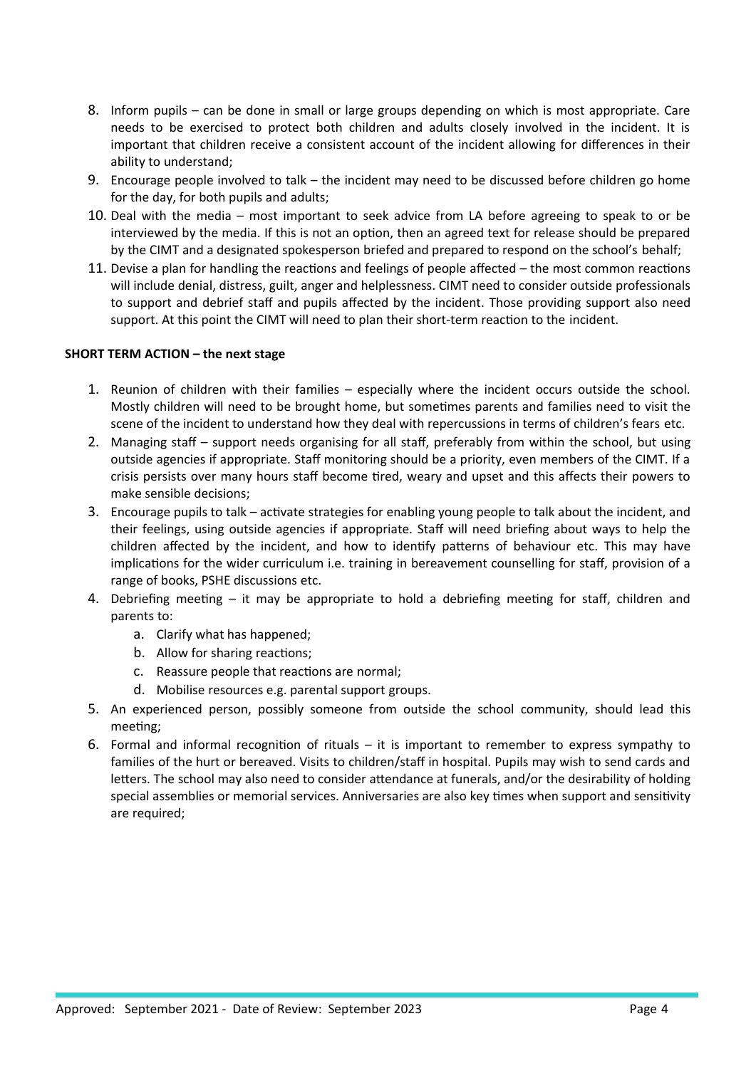8. Inform pupils – can be done in small or large groups depending on which is most appropriate. Care needs to be exercised to protect both children and adults closely involved in the incident. It is important that children receive a consistent account of the incident allowing for differences in their ability to understand;
9. Encourage people involved to talk – the incident may need to be discussed before children go home for the day, for both pupils and adults;
10. Deal with the media – most important to seek advice from LA before agreeing to speak to or be interviewed by the media. If this is not an option, then an agreed text for release should be prepared by the CIMT and a designated spokesperson briefed and prepared to respond on the school's behalf;
11. Devise a plan for handling the reactions and feelings of people affected – the most common reactions will include denial, distress, guilt, anger and helplessness. CIMT need to consider outside professionals to support and debrief staff and pupils affected by the incident. Those providing support also need support. At this point the CIMT will need to plan their short-term reaction to the incident.

**SHORT TERM ACTION – the next stage**

1. Reunion of children with their families – especially where the incident occurs outside the school. Mostly children will need to be brought home, but sometimes parents and families need to visit the scene of the incident to understand how they deal with repercussions in terms of children's fears etc.
2. Managing staff – support needs organising for all staff, preferably from within the school, but using outside agencies if appropriate. Staff monitoring should be a priority, even members of the CIMT. If a crisis persists over many hours staff become tired, weary and upset and this affects their powers to make sensible decisions;
3. Encourage pupils to talk – activate strategies for enabling young people to talk about the incident, and their feelings, using outside agencies if appropriate. Staff will need briefing about ways to help the children affected by the incident, and how to identify patterns of behaviour etc. This may have implications for the wider curriculum i.e. training in bereavement counselling for staff, provision of a range of books, PSHE discussions etc.
4. Debriefing meeting – it may be appropriate to hold a debriefing meeting for staff, children and parents to:
    a. Clarify what has happened;
    b. Allow for sharing reactions;
    c. Reassure people that reactions are normal;
    d. Mobilise resources e.g. parental support groups.
5. An experienced person, possibly someone from outside the school community, should lead this meeting;
6. Formal and informal recognition of rituals – it is important to remember to express sympathy to families of the hurt or bereaved. Visits to children/staff in hospital. Pupils may wish to send cards and letters. The school may also need to consider attendance at funerals, and/or the desirability of holding special assemblies or memorial services. Anniversaries are also key times when support and sensitivity are required;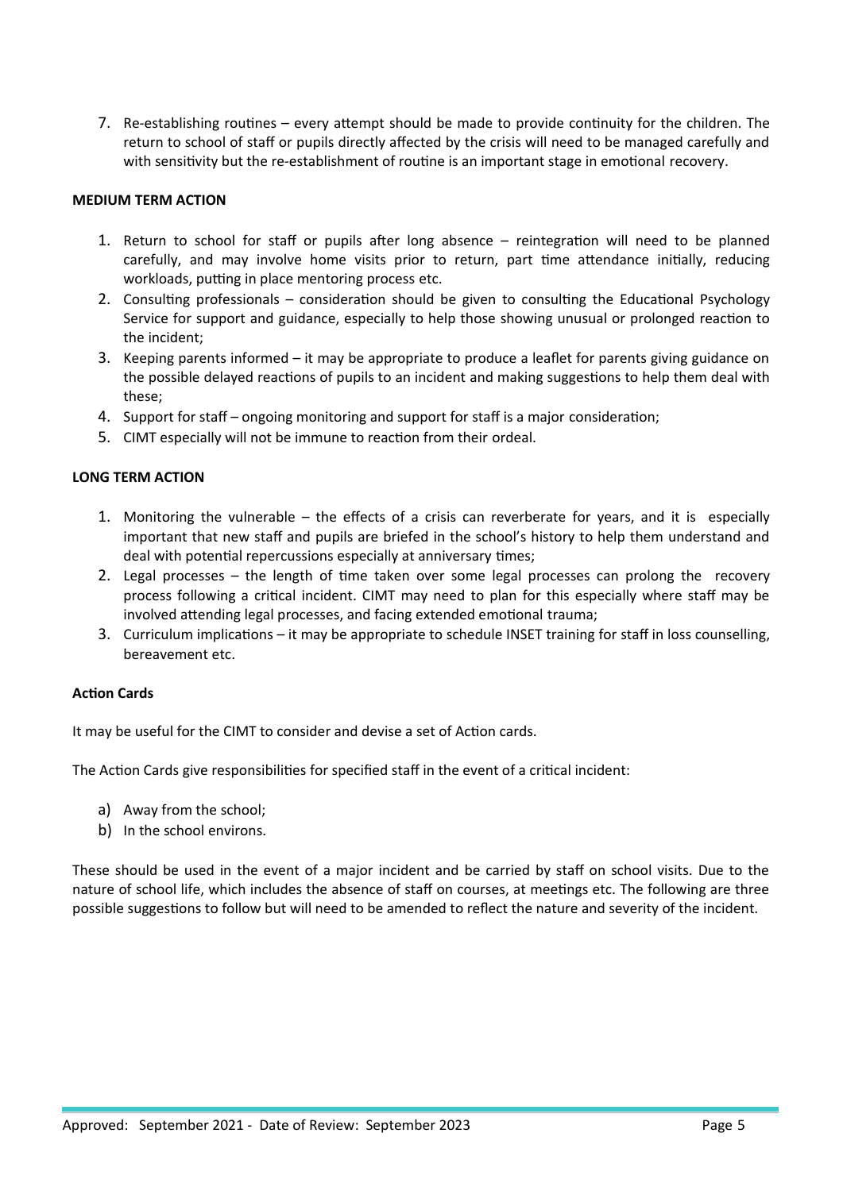7. Re-establishing routines – every attempt should be made to provide continuity for the children. The return to school of staff or pupils directly affected by the crisis will need to be managed carefully and with sensitivity but the re-establishment of routine is an important stage in emotional recovery.

**MEDIUM TERM ACTION**

1. Return to school for staff or pupils after long absence – reintegration will need to be planned carefully, and may involve home visits prior to return, part time attendance initially, reducing workloads, putting in place mentoring process etc.
2. Consulting professionals – consideration should be given to consulting the Educational Psychology Service for support and guidance, especially to help those showing unusual or prolonged reaction to the incident;
3. Keeping parents informed – it may be appropriate to produce a leaflet for parents giving guidance on the possible delayed reactions of pupils to an incident and making suggestions to help them deal with these;
4. Support for staff – ongoing monitoring and support for staff is a major consideration;
5. CIMT especially will not be immune to reaction from their ordeal.

**LONG TERM ACTION**

1. Monitoring the vulnerable – the effects of a crisis can reverberate for years, and it is especially important that new staff and pupils are briefed in the school's history to help them understand and deal with potential repercussions especially at anniversary times;
2. Legal processes – the length of time taken over some legal processes can prolong the recovery process following a critical incident. CIMT may need to plan for this especially where staff may be involved attending legal processes, and facing extended emotional trauma;
3. Curriculum implications – it may be appropriate to schedule INSET training for staff in loss counselling, bereavement etc.

**Action Cards**

It may be useful for the CIMT to consider and devise a set of Action cards.

The Action Cards give responsibilities for specified staff in the event of a critical incident:

a) Away from the school;
b) In the school environs.

These should be used in the event of a major incident and be carried by staff on school visits. Due to the nature of school life, which includes the absence of staff on courses, at meetings etc. The following are three possible suggestions to follow but will need to be amended to reflect the nature and severity of the incident.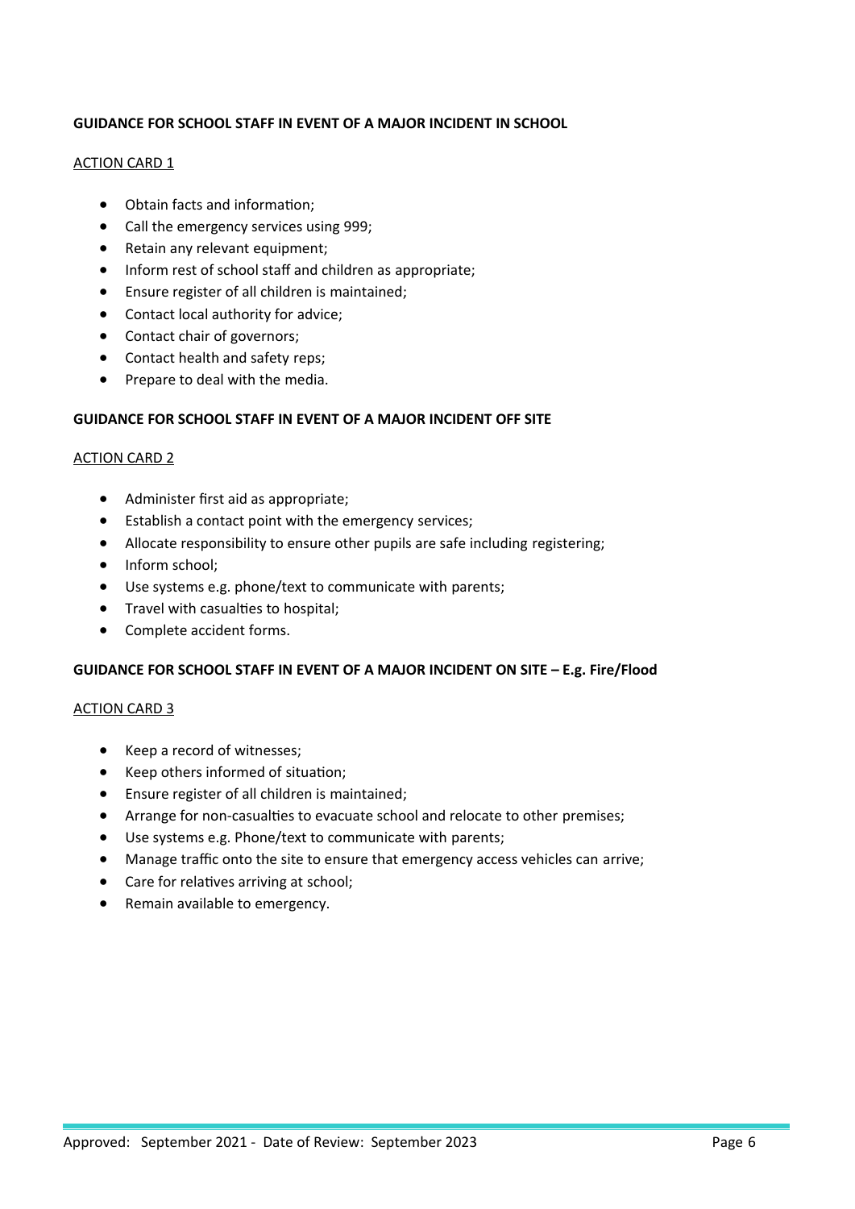**GUIDANCE FOR SCHOOL STAFF IN EVENT OF A MAJOR INCIDENT IN SCHOOL**

ACTION CARD 1

- Obtain facts and information;
- Call the emergency services using 999;
- Retain any relevant equipment;
- Inform rest of school staff and children as appropriate;
- Ensure register of all children is maintained;
- Contact local authority for advice;
- Contact chair of governors;
- Contact health and safety reps;
- Prepare to deal with the media.

**GUIDANCE FOR SCHOOL STAFF IN EVENT OF A MAJOR INCIDENT OFF SITE**

ACTION CARD 2

- Administer first aid as appropriate;
- Establish a contact point with the emergency services;
- Allocate responsibility to ensure other pupils are safe including registering;
- Inform school;
- Use systems e.g. phone/text to communicate with parents;
- Travel with casualties to hospital;
- Complete accident forms.

**GUIDANCE FOR SCHOOL STAFF IN EVENT OF A MAJOR INCIDENT ON SITE – E.g. Fire/Flood**

ACTION CARD 3

- Keep a record of witnesses;
- Keep others informed of situation;
- Ensure register of all children is maintained;
- Arrange for non-casualties to evacuate school and relocate to other premises;
- Use systems e.g. Phone/text to communicate with parents;
- Manage traffic onto the site to ensure that emergency access vehicles can arrive;
- Care for relatives arriving at school;
- Remain available to emergency.